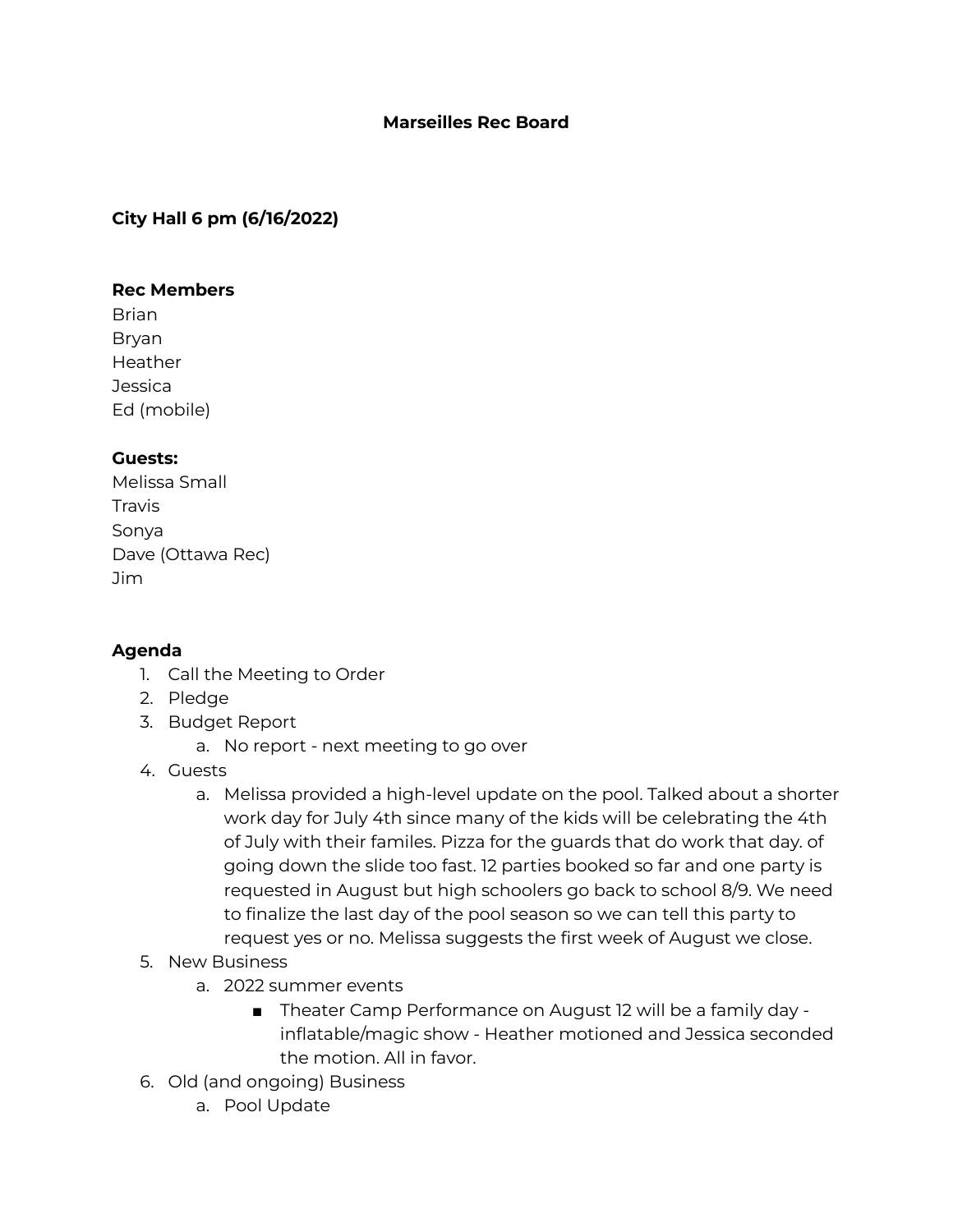# Marseilles Rec Board

**City Hall 6 pm (6/16/2022)**

**Rec Members**

Brian
Bryan
Heather
Jessica
Ed (mobile)

**Guests:**

Melissa Small
Travis
Sonya
Dave (Ottawa Rec)
Jim

**Agenda**

1. Call the Meeting to Order
2. Pledge
3. Budget Report
   a. No report - next meeting to go over
4. Guests
   a. Melissa provided a high-level update on the pool. Talked about a shorter work day for July 4th since many of the kids will be celebrating the 4th of July with their familes. Pizza for the guards that do work that day. of going down the slide too fast. 12 parties booked so far and one party is requested in August but high schoolers go back to school 8/9. We need to finalize the last day of the pool season so we can tell this party to request yes or no. Melissa suggests the first week of August we close.
5. New Business
   a. 2022 summer events
      - Theater Camp Performance on August 12 will be a family day - inflatable/magic show - Heather motioned and Jessica seconded the motion. All in favor.
6. Old (and ongoing) Business
   a. Pool Update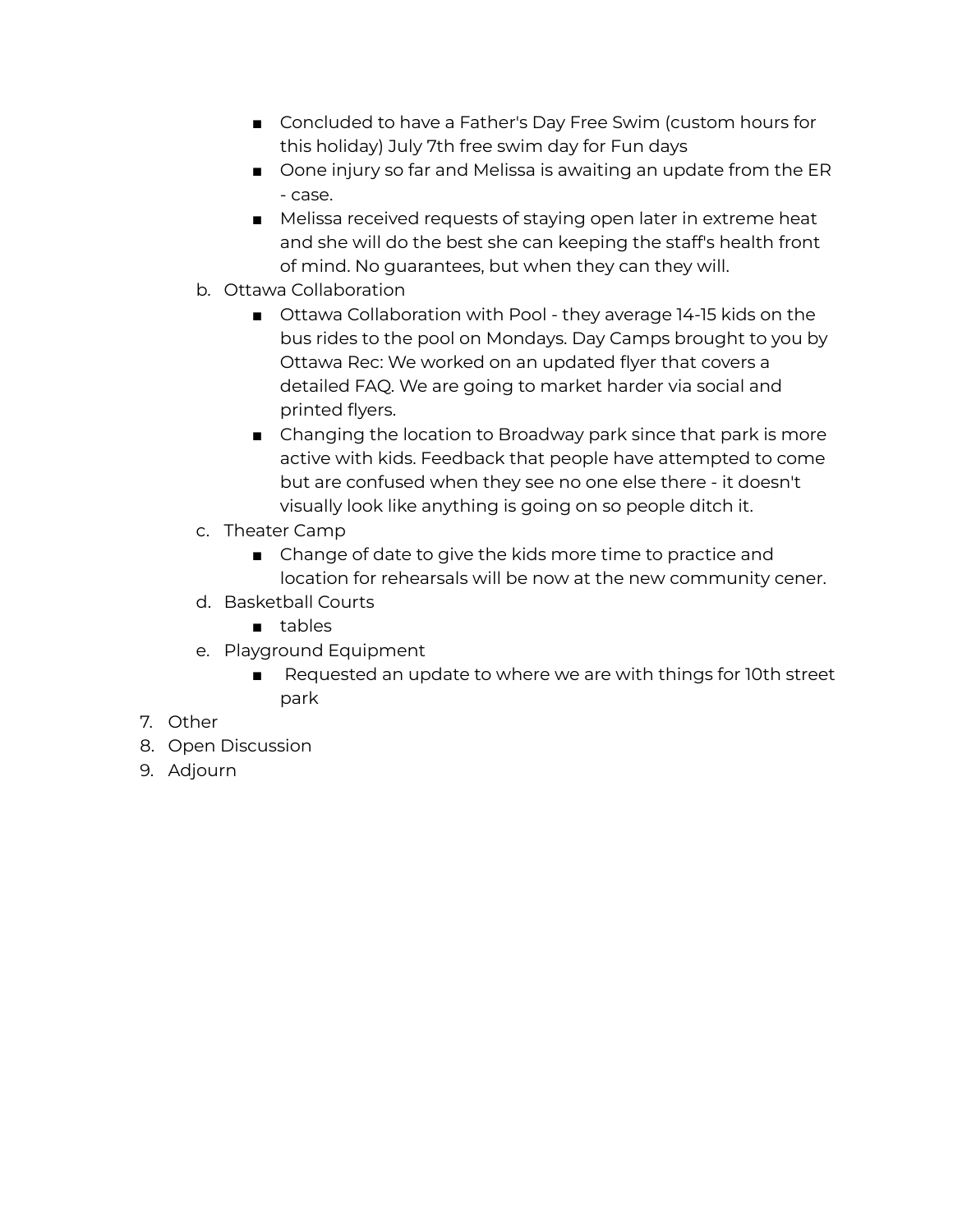- Concluded to have a Father's Day Free Swim (custom hours for this holiday) July 7th free swim day for Fun days
- Oone injury so far and Melissa is awaiting an update from the ER - case.
- Melissa received requests of staying open later in extreme heat and she will do the best she can keeping the staff's health front of mind. No guarantees, but when they can they will.

b. Ottawa Collaboration
   - Ottawa Collaboration with Pool - they average 14-15 kids on the bus rides to the pool on Mondays. Day Camps brought to you by Ottawa Rec: We worked on an updated flyer that covers a detailed FAQ. We are going to market harder via social and printed flyers.
   - Changing the location to Broadway park since that park is more active with kids. Feedback that people have attempted to come but are confused when they see no one else there - it doesn't visually look like anything is going on so people ditch it.

c. Theater Camp
   - Change of date to give the kids more time to practice and location for rehearsals will be now at the new community cener.

d. Basketball Courts
   - tables

e. Playground Equipment
   - Requested an update to where we are with things for 10th street park

7. Other
8. Open Discussion
9. Adjourn